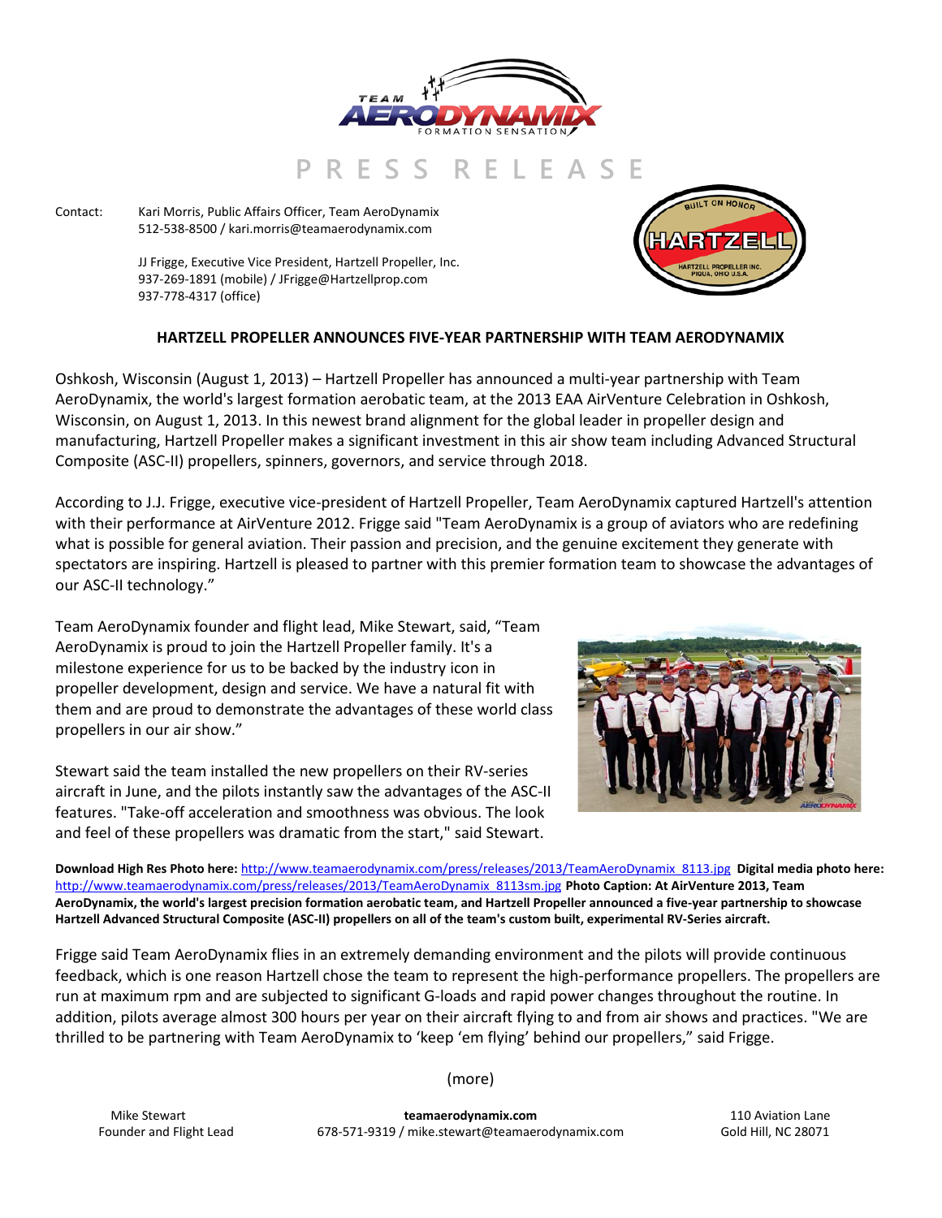# PRESS RELEASE

Contact: Kari Morris, Public Affairs Officer, Team AeroDynamix
512-538-8500 / kari.morris@teamaerodynamix.com

JJ Frigge, Executive Vice President, Hartzell Propeller, Inc.
937-269-1891 (mobile) / JFrigge@Hartzellprop.com
937-778-4317 (office)

## HARTZELL PROPELLER ANNOUNCES FIVE-YEAR PARTNERSHIP WITH TEAM AERODYNAMIX

Oshkosh, Wisconsin (August 1, 2013) – Hartzell Propeller has announced a multi-year partnership with Team AeroDynamix, the world's largest formation aerobatic team, at the 2013 EAA AirVenture Celebration in Oshkosh, Wisconsin, on August 1, 2013. In this newest brand alignment for the global leader in propeller design and manufacturing, Hartzell Propeller makes a significant investment in this air show team including Advanced Structural Composite (ASC-II) propellers, spinners, governors, and service through 2018.

According to J.J. Frigge, executive vice-president of Hartzell Propeller, Team AeroDynamix captured Hartzell's attention with their performance at AirVenture 2012. Frigge said "Team AeroDynamix is a group of aviators who are redefining what is possible for general aviation. Their passion and precision, and the genuine excitement they generate with spectators are inspiring. Hartzell is pleased to partner with this premier formation team to showcase the advantages of our ASC-II technology."

Team AeroDynamix founder and flight lead, Mike Stewart, said, "Team AeroDynamix is proud to join the Hartzell Propeller family. It's a milestone experience for us to be backed by the industry icon in propeller development, design and service. We have a natural fit with them and are proud to demonstrate the advantages of these world class propellers in our air show."

Stewart said the team installed the new propellers on their RV-series aircraft in June, and the pilots instantly saw the advantages of the ASC-II features. "Take-off acceleration and smoothness was obvious. The look and feel of these propellers was dramatic from the start," said Stewart.

**Download High Res Photo here:** http://www.teamaerodynamix.com/press/releases/2013/TeamAeroDynamix_8113.jpg **Digital media photo here:** http://www.teamaerodynamix.com/press/releases/2013/TeamAeroDynamix_8113sm.jpg **Photo Caption: At AirVenture 2013, Team AeroDynamix, the world's largest precision formation aerobatic team, and Hartzell Propeller announced a five-year partnership to showcase Hartzell Advanced Structural Composite (ASC-II) propellers on all of the team's custom built, experimental RV-Series aircraft.**

Frigge said Team AeroDynamix flies in an extremely demanding environment and the pilots will provide continuous feedback, which is one reason Hartzell chose the team to represent the high-performance propellers. The propellers are run at maximum rpm and are subjected to significant G-loads and rapid power changes throughout the routine. In addition, pilots average almost 300 hours per year on their aircraft flying to and from air shows and practices. "We are thrilled to be partnering with Team AeroDynamix to 'keep 'em flying' behind our propellers," said Frigge.

(more)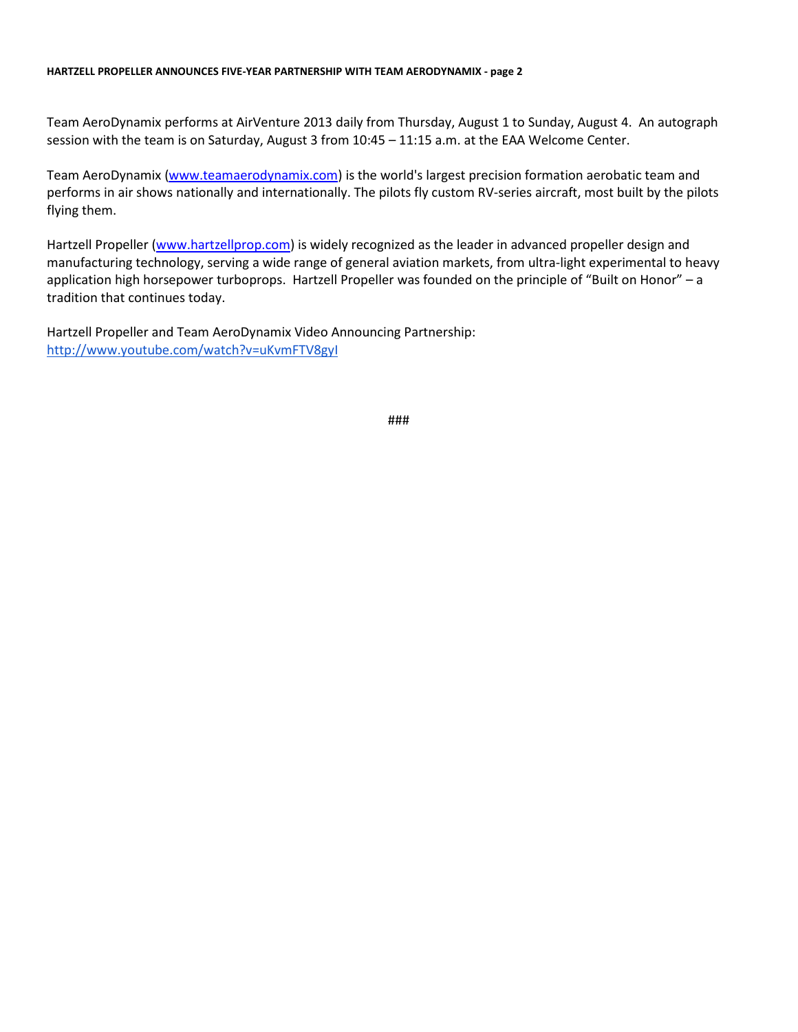Team AeroDynamix performs at AirVenture 2013 daily from Thursday, August 1 to Sunday, August 4. An autograph session with the team is on Saturday, August 3 from 10:45 – 11:15 a.m. at the EAA Welcome Center.

Team AeroDynamix (www.teamaerodynamix.com) is the world's largest precision formation aerobatic team and performs in air shows nationally and internationally. The pilots fly custom RV-series aircraft, most built by the pilots flying them.

Hartzell Propeller (www.hartzellprop.com) is widely recognized as the leader in advanced propeller design and manufacturing technology, serving a wide range of general aviation markets, from ultra-light experimental to heavy application high horsepower turboprops. Hartzell Propeller was founded on the principle of "Built on Honor" – a tradition that continues today.

Hartzell Propeller and Team AeroDynamix Video Announcing Partnership:
http://www.youtube.com/watch?v=uKvmFTV8gyI

###